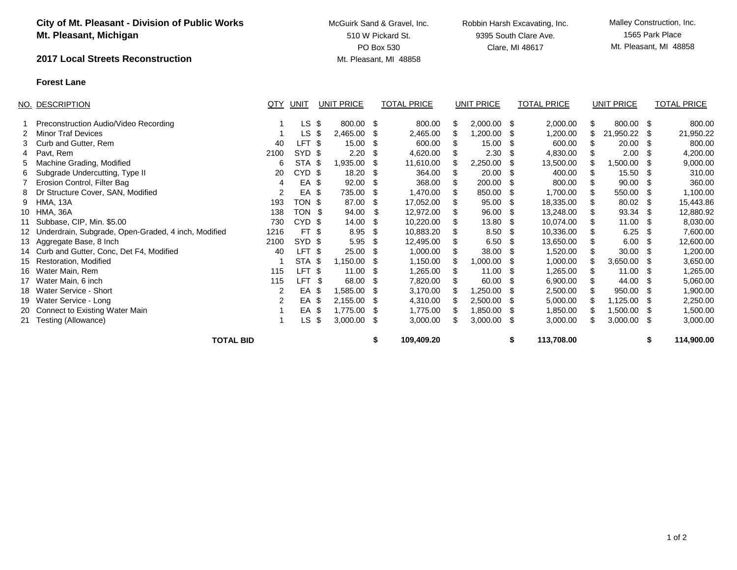**City of Mt. Pleasant - Division of Public Works**
**Mt. Pleasant, Michigan**

**2017 Local Streets Reconstruction**

**Forest Lane**

| | | | | McGuirk Sand & Gravel, Inc.<br>510 W Pickard St.<br>PO Box 530<br>Mt. Pleasant, MI 48858 | | Robbin Harsh Excavating, Inc.<br>9395 South Clare Ave.<br>Clare, MI 48617 | | Malley Construction, Inc.<br>1565 Park Place<br>Mt. Pleasant, MI 48858 | |
|---|---|---|---|---|---|---|---|---|---|
| NO. | DESCRIPTION | QTY | UNIT | UNIT PRICE | TOTAL PRICE | UNIT PRICE | TOTAL PRICE | UNIT PRICE | TOTAL PRICE |
| 1 | Preconstruction Audio/Video Recording | 1 | LS | $ 800.00 | $ 800.00 | $ 2,000.00 | $ 2,000.00 | $ 800.00 | $ 800.00 |
| 2 | Minor Traf Devices | 1 | LS | $ 2,465.00 | $ 2,465.00 | $ 1,200.00 | $ 1,200.00 | $ 21,950.22 | $ 21,950.22 |
| 3 | Curb and Gutter, Rem | 40 | LFT | $ 15.00 | $ 600.00 | $ 15.00 | $ 600.00 | $ 20.00 | $ 800.00 |
| 4 | Pavt, Rem | 2100 | SYD | $ 2.20 | $ 4,620.00 | $ 2.30 | $ 4,830.00 | $ 2.00 | $ 4,200.00 |
| 5 | Machine Grading, Modified | 6 | STA | $ 1,935.00 | $ 11,610.00 | $ 2,250.00 | $ 13,500.00 | $ 1,500.00 | $ 9,000.00 |
| 6 | Subgrade Undercutting, Type II | 20 | CYD | $ 18.20 | $ 364.00 | $ 20.00 | $ 400.00 | $ 15.50 | $ 310.00 |
| 7 | Erosion Control, Filter Bag | 4 | EA | $ 92.00 | $ 368.00 | $ 200.00 | $ 800.00 | $ 90.00 | $ 360.00 |
| 8 | Dr Structure Cover, SAN, Modified | 2 | EA | $ 735.00 | $ 1,470.00 | $ 850.00 | $ 1,700.00 | $ 550.00 | $ 1,100.00 |
| 9 | HMA, 13A | 193 | TON | $ 87.00 | $ 17,052.00 | $ 95.00 | $ 18,335.00 | $ 80.02 | $ 15,443.86 |
| 10 | HMA, 36A | 138 | TON | $ 94.00 | $ 12,972.00 | $ 96.00 | $ 13,248.00 | $ 93.34 | $ 12,880.92 |
| 11 | Subbase, CIP, Min. $5.00 | 730 | CYD | $ 14.00 | $ 10,220.00 | $ 13.80 | $ 10,074.00 | $ 11.00 | $ 8,030.00 |
| 12 | Underdrain, Subgrade, Open-Graded, 4 inch, Modified | 1216 | FT | $ 8.95 | $ 10,883.20 | $ 8.50 | $ 10,336.00 | $ 6.25 | $ 7,600.00 |
| 13 | Aggregate Base, 8 Inch | 2100 | SYD | $ 5.95 | $ 12,495.00 | $ 6.50 | $ 13,650.00 | $ 6.00 | $ 12,600.00 |
| 14 | Curb and Gutter, Conc, Det F4, Modified | 40 | LFT | $ 25.00 | $ 1,000.00 | $ 38.00 | $ 1,520.00 | $ 30.00 | $ 1,200.00 |
| 15 | Restoration, Modified | 1 | STA | $ 1,150.00 | $ 1,150.00 | $ 1,000.00 | $ 1,000.00 | $ 3,650.00 | $ 3,650.00 |
| 16 | Water Main, Rem | 115 | LFT | $ 11.00 | $ 1,265.00 | $ 11.00 | $ 1,265.00 | $ 11.00 | $ 1,265.00 |
| 17 | Water Main, 6 inch | 115 | LFT | $ 68.00 | $ 7,820.00 | $ 60.00 | $ 6,900.00 | $ 44.00 | $ 5,060.00 |
| 18 | Water Service - Short | 2 | EA | $ 1,585.00 | $ 3,170.00 | $ 1,250.00 | $ 2,500.00 | $ 950.00 | $ 1,900.00 |
| 19 | Water Service - Long | 2 | EA | $ 2,155.00 | $ 4,310.00 | $ 2,500.00 | $ 5,000.00 | $ 1,125.00 | $ 2,250.00 |
| 20 | Connect to Existing Water Main | 1 | EA | $ 1,775.00 | $ 1,775.00 | $ 1,850.00 | $ 1,850.00 | $ 1,500.00 | $ 1,500.00 |
| 21 | Testing (Allowance) | 1 | LS | $ 3,000.00 | $ 3,000.00 | $ 3,000.00 | $ 3,000.00 | $ 3,000.00 | $ 3,000.00 |
| | **TOTAL BID** | | | | **$ 109,409.20** | | **$ 113,708.00** | | **$ 114,900.00** |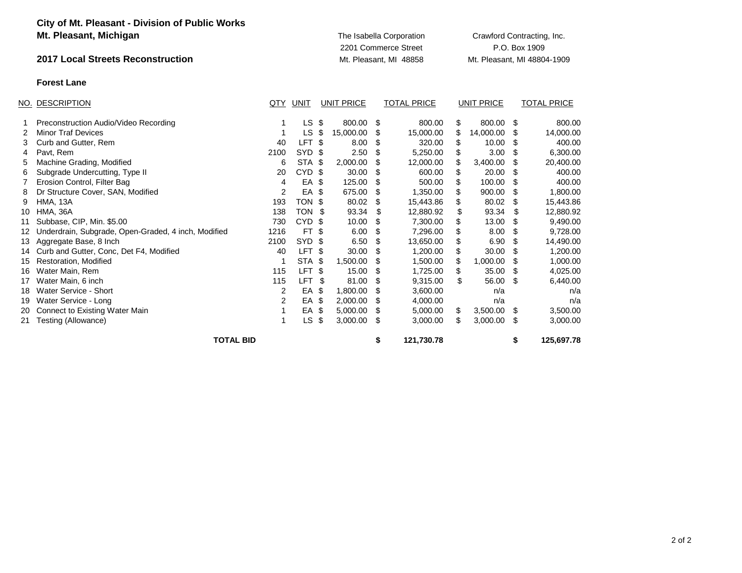**City of Mt. Pleasant - Division of Public Works**
**Mt. Pleasant, Michigan**

**2017 Local Streets Reconstruction**

**Forest Lane**

| | | | | The Isabella Corporation, 2201 Commerce Street, Mt. Pleasant, MI 48858 | | Crawford Contracting, Inc., P.O. Box 1909, Mt. Pleasant, MI 48804-1909 | |
|---|---|---|---|---|---|---|---|
| NO. | DESCRIPTION | QTY | UNIT | UNIT PRICE | TOTAL PRICE | UNIT PRICE | TOTAL PRICE |
| 1 | Preconstruction Audio/Video Recording | 1 | LS | $ 800.00 | $ 800.00 | $ 800.00 | $ 800.00 |
| 2 | Minor Traf Devices | 1 | LS | $ 15,000.00 | $ 15,000.00 | $ 14,000.00 | $ 14,000.00 |
| 3 | Curb and Gutter, Rem | 40 | LFT | $ 8.00 | $ 320.00 | $ 10.00 | $ 400.00 |
| 4 | Pavt, Rem | 2100 | SYD | $ 2.50 | $ 5,250.00 | $ 3.00 | $ 6,300.00 |
| 5 | Machine Grading, Modified | 6 | STA | $ 2,000.00 | $ 12,000.00 | $ 3,400.00 | $ 20,400.00 |
| 6 | Subgrade Undercutting, Type II | 20 | CYD | $ 30.00 | $ 600.00 | $ 20.00 | $ 400.00 |
| 7 | Erosion Control, Filter Bag | 4 | EA | $ 125.00 | $ 500.00 | $ 100.00 | $ 400.00 |
| 8 | Dr Structure Cover, SAN, Modified | 2 | EA | $ 675.00 | $ 1,350.00 | $ 900.00 | $ 1,800.00 |
| 9 | HMA, 13A | 193 | TON | $ 80.02 | $ 15,443.86 | $ 80.02 | $ 15,443.86 |
| 10 | HMA, 36A | 138 | TON | $ 93.34 | $ 12,880.92 | $ 93.34 | $ 12,880.92 |
| 11 | Subbase, CIP, Min. $5.00 | 730 | CYD | $ 10.00 | $ 7,300.00 | $ 13.00 | $ 9,490.00 |
| 12 | Underdrain, Subgrade, Open-Graded, 4 inch, Modified | 1216 | FT | $ 6.00 | $ 7,296.00 | $ 8.00 | $ 9,728.00 |
| 13 | Aggregate Base, 8 Inch | 2100 | SYD | $ 6.50 | $ 13,650.00 | $ 6.90 | $ 14,490.00 |
| 14 | Curb and Gutter, Conc, Det F4, Modified | 40 | LFT | $ 30.00 | $ 1,200.00 | $ 30.00 | $ 1,200.00 |
| 15 | Restoration, Modified | 1 | STA | $ 1,500.00 | $ 1,500.00 | $ 1,000.00 | $ 1,000.00 |
| 16 | Water Main, Rem | 115 | LFT | $ 15.00 | $ 1,725.00 | $ 35.00 | $ 4,025.00 |
| 17 | Water Main, 6 inch | 115 | LFT | $ 81.00 | $ 9,315.00 | $ 56.00 | $ 6,440.00 |
| 18 | Water Service - Short | 2 | EA | $ 1,800.00 | $ 3,600.00 | n/a | n/a |
| 19 | Water Service - Long | 2 | EA | $ 2,000.00 | $ 4,000.00 | n/a | n/a |
| 20 | Connect to Existing Water Main | 1 | EA | $ 5,000.00 | $ 5,000.00 | $ 3,500.00 | $ 3,500.00 |
| 21 | Testing (Allowance) | 1 | LS | $ 3,000.00 | $ 3,000.00 | $ 3,000.00 | $ 3,000.00 |
| | **TOTAL BID** | | | | **$ 121,730.78** | | **$ 125,697.78** |